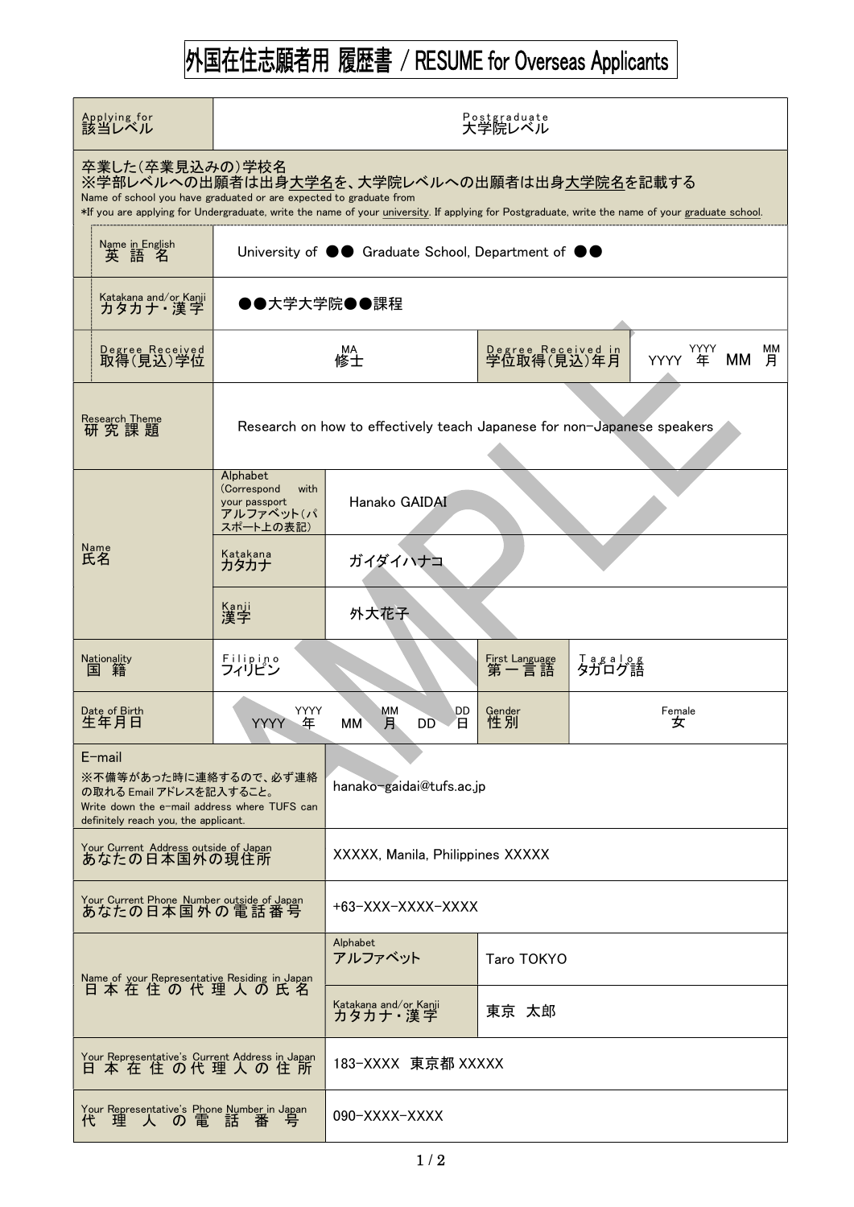# 外国在住志願者用 履歴書 / RESUME for Overseas Applicants

| | | | | |
|---|---|---|---|---|
| Applying for 該当レベル | Postgraduate 大学院レベル | | | |
| 卒業した(卒業見込みの)学校名 ※学部レベルへの出願者は出身大学名を、大学院レベルへの出願者は出身大学院名を記載する Name of school you have graduated or are expected to graduate from *If you are applying for Undergraduate, write the name of your university. If applying for Postgraduate, write the name of your graduate school. | | | | |
| Name in English 英語名 | University of ●● Graduate School, Department of ●● | | | |
| Katakana and/or Kanji カタカナ・漢字 | ●●大学大学院●●課程 | | | |
| Degree Received 取得(見込)学位 | MA 修士 | | Degree Received in 学位取得(見込)年月 | YYYY 年 MM 月 |
| Research Theme 研究課題 | Research on how to effectively teach Japanese for non-Japanese speakers | | | |
| Name 氏名 | Alphabet (Correspond with your passport アルファベット(パスポート上の表記) | Hanako GAIDAI | | |
| | Katakana カタカナ | ガイダイハナコ | | |
| | Kanji 漢字 | 外大花子 | | |
| Nationality 国籍 | Filipino フィリピン | | First Language 第一言語 | Tagalog タガログ語 |
| Date of Birth 生年月日 | YYYY 年 MM 月 DD 日 | | Gender 性別 | Female 女 |
| E-mail ※不備等があった時に連絡するので、必ず連絡の取れるEmailアドレスを記入すること。 Write down the e-mail address where TUFS can definitely reach you, the applicant. | hanako-gaidai@tufs.ac.jp | | | |
| Your Current Address outside of Japan あなたの日本国外の現住所 | XXXXX, Manila, Philippines XXXXX | | | |
| Your Current Phone Number outside of Japan あなたの日本国外の電話番号 | +63-XXX-XXXX-XXXX | | | |
| Name of your Representative Residing in Japan 日本在住の代理人の氏名 | Alphabet アルファベット | Taro TOKYO | | |
| | Katakana and/or Kanji カタカナ・漢字 | 東京 太郎 | | |
| Your Representative's Current Address in Japan 日本在住の代理人の住所 | 183-XXXX 東京都 XXXXX | | | |
| Your Representative's Phone Number in Japan 代理人の電話番号 | 090-XXXX-XXXX | | | |

SAMPLE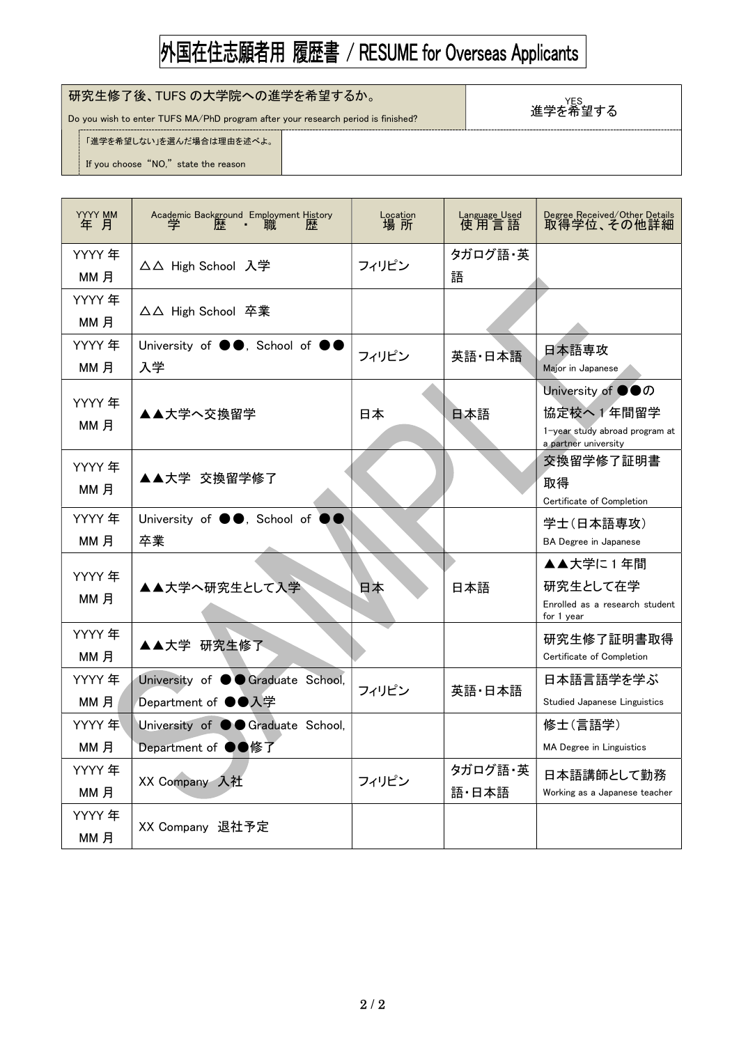# 外国在住志願者用 履歴書 / RESUME for Overseas Applicants

| 研究生修了後、TUFS の大学院への進学を希望するか。<br>Do you wish to enter TUFS MA/PhD program after your research period is finished? | YES<br>進学を希望する |
|---|---|
| 「進学を希望しない」を選んだ場合は理由を述べよ。<br>If you choose “NO,” state the reason | |

| YYYY MM<br>年 月 | Academic Background Employment History<br>学 歴 ・ 職 歴 | Location<br>場 所 | Language Used<br>使 用 言 語 | Degree Received/Other Details<br>取得学位、その他詳細 |
|---|---|---|---|---|
| YYYY 年<br>MM 月 | △△ High School 入学 | フィリピン | タガログ語・英語 | |
| YYYY 年<br>MM 月 | △△ High School 卒業 | | | |
| YYYY 年<br>MM 月 | University of ●●, School of ●● 入学 | フィリピン | 英語・日本語 | 日本語専攻<br>Major in Japanese |
| YYYY 年<br>MM 月 | ▲▲大学へ交換留学 | 日本 | 日本語 | University of ●●の協定校へ 1 年間留学<br>1-year study abroad program at a partner university |
| YYYY 年<br>MM 月 | ▲▲大学 交換留学修了 | | | 交換留学修了証明書取得<br>Certificate of Completion |
| YYYY 年<br>MM 月 | University of ●●, School of ●● 卒業 | | | 学士（日本語専攻）<br>BA Degree in Japanese |
| YYYY 年<br>MM 月 | ▲▲大学へ研究生として入学 | 日本 | 日本語 | ▲▲大学に 1 年間研究生として在学<br>Enrolled as a research student for 1 year |
| YYYY 年<br>MM 月 | ▲▲大学 研究生修了 | | | 研究生修了証明書取得<br>Certificate of Completion |
| YYYY 年<br>MM 月 | University of ●● Graduate School, Department of ●●入学 | フィリピン | 英語・日本語 | 日本語言語学を学ぶ<br>Studied Japanese Linguistics |
| YYYY 年<br>MM 月 | University of ●● Graduate School, Department of ●●修了 | | | 修士（言語学）<br>MA Degree in Linguistics |
| YYYY 年<br>MM 月 | XX Company 入社 | フィリピン | タガログ語・英語・日本語 | 日本語講師として勤務<br>Working as a Japanese teacher |
| YYYY 年<br>MM 月 | XX Company 退社予定 | | | |

SAMPLE